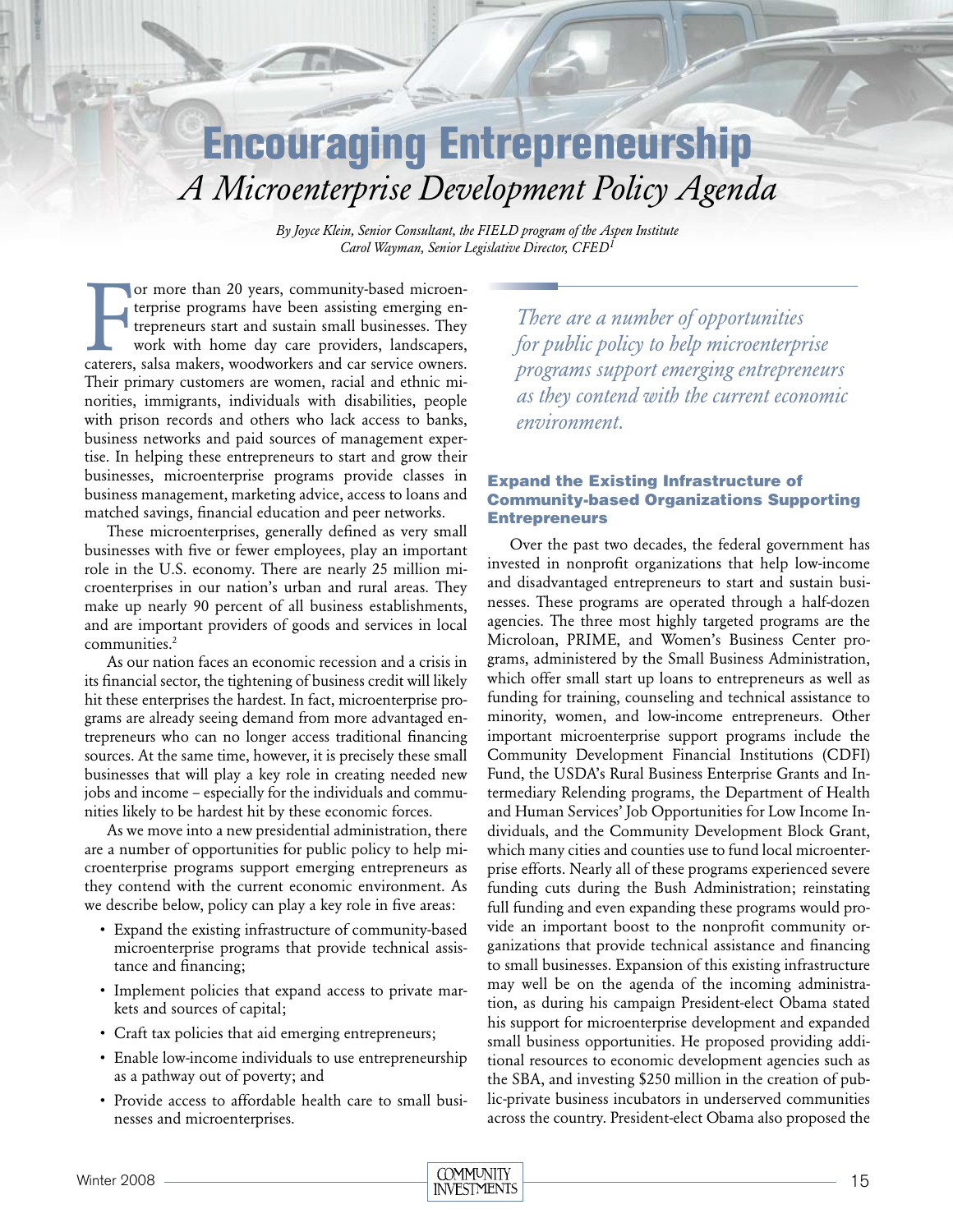# Encouraging Entrepreneurship

## *A Microenterprise Development Policy Agenda*

*By Joyce Klein, Senior Consultant, the FIELD program of the Aspen Institute*
*Carol Wayman, Senior Legislative Director, CFED*[1]

For more than 20 years, community-based microenterprise programs have been assisting emerging entrepreneurs start and sustain small businesses. They work with home day care providers, landscapers, caterers, salsa makers, woodworkers and car service owners. Their primary customers are women, racial and ethnic minorities, immigrants, individuals with disabilities, people with prison records and others who lack access to banks, business networks and paid sources of management expertise. In helping these entrepreneurs to start and grow their businesses, microenterprise programs provide classes in business management, marketing advice, access to loans and matched savings, financial education and peer networks.

These microenterprises, generally defined as very small businesses with five or fewer employees, play an important role in the U.S. economy. There are nearly 25 million microenterprises in our nation's urban and rural areas. They make up nearly 90 percent of all business establishments, and are important providers of goods and services in local communities.[2]

As our nation faces an economic recession and a crisis in its financial sector, the tightening of business credit will likely hit these enterprises the hardest. In fact, microenterprise programs are already seeing demand from more advantaged entrepreneurs who can no longer access traditional financing sources. At the same time, however, it is precisely these small businesses that will play a key role in creating needed new jobs and income – especially for the individuals and communities likely to be hardest hit by these economic forces.

As we move into a new presidential administration, there are a number of opportunities for public policy to help microenterprise programs support emerging entrepreneurs as they contend with the current economic environment. As we describe below, policy can play a key role in five areas:

- Expand the existing infrastructure of community-based microenterprise programs that provide technical assistance and financing;
- Implement policies that expand access to private markets and sources of capital;
- Craft tax policies that aid emerging entrepreneurs;
- Enable low-income individuals to use entrepreneurship as a pathway out of poverty; and
- Provide access to affordable health care to small businesses and microenterprises.

*There are a number of opportunities for public policy to help microenterprise programs support emerging entrepreneurs as they contend with the current economic environment.*

### Expand the Existing Infrastructure of Community-based Organizations Supporting Entrepreneurs

Over the past two decades, the federal government has invested in nonprofit organizations that help low-income and disadvantaged entrepreneurs to start and sustain businesses. These programs are operated through a half-dozen agencies. The three most highly targeted programs are the Microloan, PRIME, and Women's Business Center programs, administered by the Small Business Administration, which offer small start up loans to entrepreneurs as well as funding for training, counseling and technical assistance to minority, women, and low-income entrepreneurs. Other important microenterprise support programs include the Community Development Financial Institutions (CDFI) Fund, the USDA's Rural Business Enterprise Grants and Intermediary Relending programs, the Department of Health and Human Services' Job Opportunities for Low Income Individuals, and the Community Development Block Grant, which many cities and counties use to fund local microenterprise efforts. Nearly all of these programs experienced severe funding cuts during the Bush Administration; reinstating full funding and even expanding these programs would provide an important boost to the nonprofit community organizations that provide technical assistance and financing to small businesses. Expansion of this existing infrastructure may well be on the agenda of the incoming administration, as during his campaign President-elect Obama stated his support for microenterprise development and expanded small business opportunities. He proposed providing additional resources to economic development agencies such as the SBA, and investing $250 million in the creation of public-private business incubators in underserved communities across the country. President-elect Obama also proposed the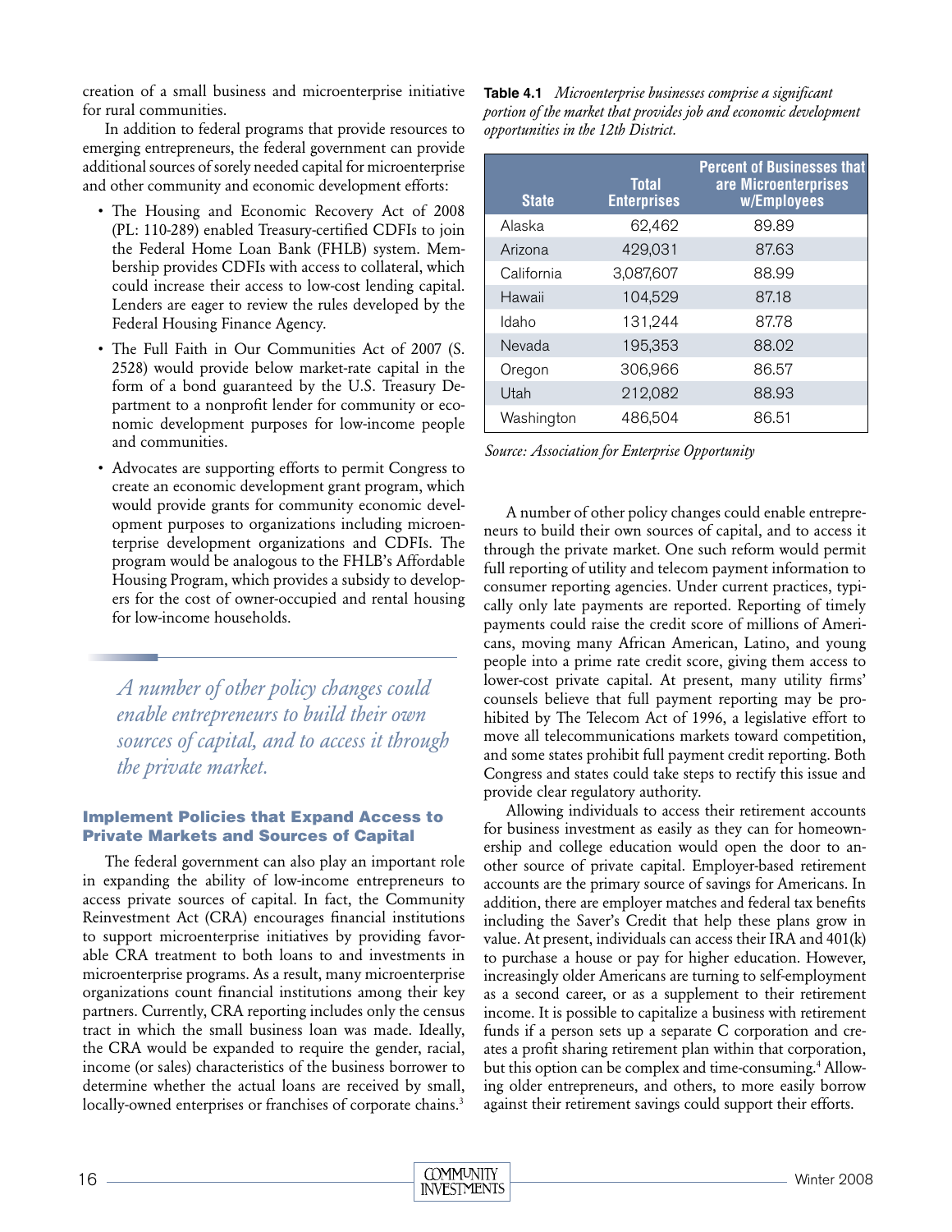creation of a small business and microenterprise initiative for rural communities.

In addition to federal programs that provide resources to emerging entrepreneurs, the federal government can provide additional sources of sorely needed capital for microenterprise and other community and economic development efforts:

- The Housing and Economic Recovery Act of 2008 (PL: 110-289) enabled Treasury-certified CDFIs to join the Federal Home Loan Bank (FHLB) system. Membership provides CDFIs with access to collateral, which could increase their access to low-cost lending capital. Lenders are eager to review the rules developed by the Federal Housing Finance Agency.
- The Full Faith in Our Communities Act of 2007 (S. 2528) would provide below market-rate capital in the form of a bond guaranteed by the U.S. Treasury Department to a nonprofit lender for community or economic development purposes for low-income people and communities.
- Advocates are supporting efforts to permit Congress to create an economic development grant program, which would provide grants for community economic development purposes to organizations including microenterprise development organizations and CDFIs. The program would be analogous to the FHLB's Affordable Housing Program, which provides a subsidy to developers for the cost of owner-occupied and rental housing for low-income households.

*A number of other policy changes could enable entrepreneurs to build their own sources of capital, and to access it through the private market.*

### Implement Policies that Expand Access to Private Markets and Sources of Capital

The federal government can also play an important role in expanding the ability of low-income entrepreneurs to access private sources of capital. In fact, the Community Reinvestment Act (CRA) encourages financial institutions to support microenterprise initiatives by providing favorable CRA treatment to both loans to and investments in microenterprise programs. As a result, many microenterprise organizations count financial institutions among their key partners. Currently, CRA reporting includes only the census tract in which the small business loan was made. Ideally, the CRA would be expanded to require the gender, racial, income (or sales) characteristics of the business borrower to determine whether the actual loans are received by small, locally-owned enterprises or franchises of corporate chains.[3]

**Table 4.1** *Microenterprise businesses comprise a significant portion of the market that provides job and economic development opportunities in the 12th District.*

| State | Total Enterprises | Percent of Businesses that are Microenterprises w/Employees |
|---|---|---|
| Alaska | 62,462 | 89.89 |
| Arizona | 429,031 | 87.63 |
| California | 3,087,607 | 88.99 |
| Hawaii | 104,529 | 87.18 |
| Idaho | 131,244 | 87.78 |
| Nevada | 195,353 | 88.02 |
| Oregon | 306,966 | 86.57 |
| Utah | 212,082 | 88.93 |
| Washington | 486,504 | 86.51 |

*Source: Association for Enterprise Opportunity*

A number of other policy changes could enable entrepreneurs to build their own sources of capital, and to access it through the private market. One such reform would permit full reporting of utility and telecom payment information to consumer reporting agencies. Under current practices, typically only late payments are reported. Reporting of timely payments could raise the credit score of millions of Americans, moving many African American, Latino, and young people into a prime rate credit score, giving them access to lower-cost private capital. At present, many utility firms' counsels believe that full payment reporting may be prohibited by The Telecom Act of 1996, a legislative effort to move all telecommunications markets toward competition, and some states prohibit full payment credit reporting. Both Congress and states could take steps to rectify this issue and provide clear regulatory authority.

Allowing individuals to access their retirement accounts for business investment as easily as they can for homeownership and college education would open the door to another source of private capital. Employer-based retirement accounts are the primary source of savings for Americans. In addition, there are employer matches and federal tax benefits including the Saver's Credit that help these plans grow in value. At present, individuals can access their IRA and 401(k) to purchase a house or pay for higher education. However, increasingly older Americans are turning to self-employment as a second career, or as a supplement to their retirement income. It is possible to capitalize a business with retirement funds if a person sets up a separate C corporation and creates a profit sharing retirement plan within that corporation, but this option can be complex and time-consuming.[4] Allowing older entrepreneurs, and others, to more easily borrow against their retirement savings could support their efforts.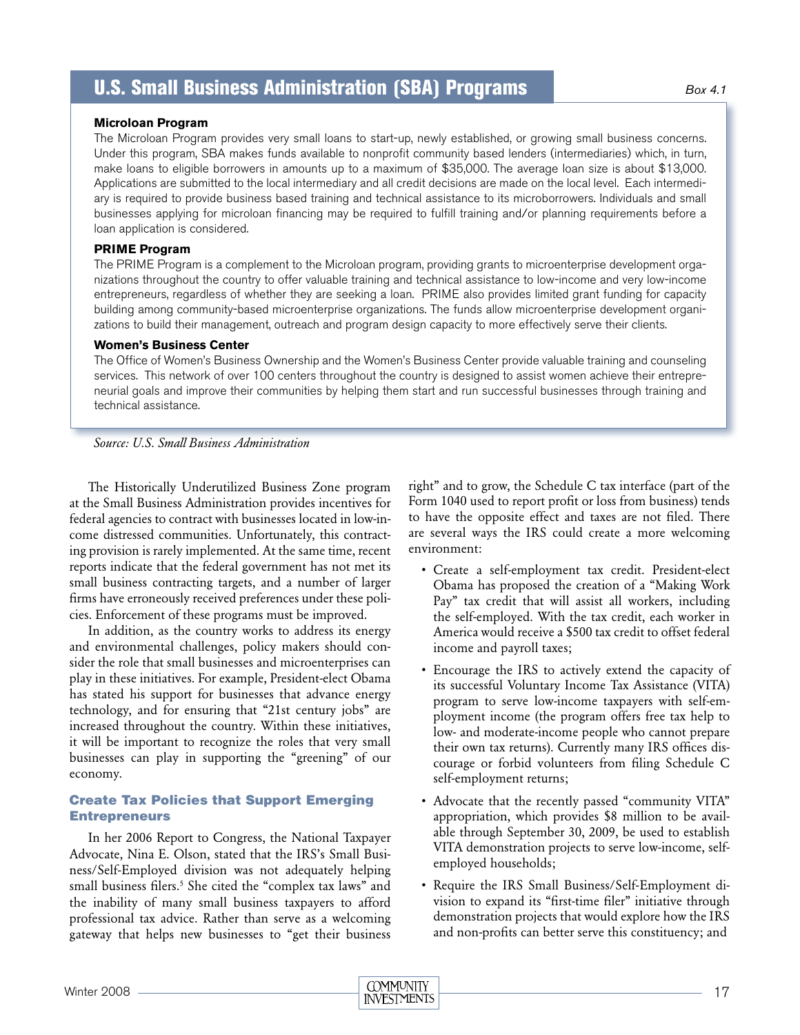## U.S. Small Business Administration (SBA) Programs

*Box 4.1*

**Microloan Program**

The Microloan Program provides very small loans to start-up, newly established, or growing small business concerns. Under this program, SBA makes funds available to nonprofit community based lenders (intermediaries) which, in turn, make loans to eligible borrowers in amounts up to a maximum of $35,000. The average loan size is about $13,000. Applications are submitted to the local intermediary and all credit decisions are made on the local level. Each intermediary is required to provide business based training and technical assistance to its microborrowers. Individuals and small businesses applying for microloan financing may be required to fulfill training and/or planning requirements before a loan application is considered.

**PRIME Program**

The PRIME Program is a complement to the Microloan program, providing grants to microenterprise development organizations throughout the country to offer valuable training and technical assistance to low-income and very low-income entrepreneurs, regardless of whether they are seeking a loan. PRIME also provides limited grant funding for capacity building among community-based microenterprise organizations. The funds allow microenterprise development organizations to build their management, outreach and program design capacity to more effectively serve their clients.

**Women's Business Center**

The Office of Women's Business Ownership and the Women's Business Center provide valuable training and counseling services. This network of over 100 centers throughout the country is designed to assist women achieve their entrepreneurial goals and improve their communities by helping them start and run successful businesses through training and technical assistance.

*Source: U.S. Small Business Administration*

The Historically Underutilized Business Zone program at the Small Business Administration provides incentives for federal agencies to contract with businesses located in low-income distressed communities. Unfortunately, this contracting provision is rarely implemented. At the same time, recent reports indicate that the federal government has not met its small business contracting targets, and a number of larger firms have erroneously received preferences under these policies. Enforcement of these programs must be improved.

In addition, as the country works to address its energy and environmental challenges, policy makers should consider the role that small businesses and microenterprises can play in these initiatives. For example, President-elect Obama has stated his support for businesses that advance energy technology, and for ensuring that "21st century jobs" are increased throughout the country. Within these initiatives, it will be important to recognize the roles that very small businesses can play in supporting the "greening" of our economy.

### Create Tax Policies that Support Emerging Entrepreneurs

In her 2006 Report to Congress, the National Taxpayer Advocate, Nina E. Olson, stated that the IRS's Small Business/Self-Employed division was not adequately helping small business filers.[5] She cited the "complex tax laws" and the inability of many small business taxpayers to afford professional tax advice. Rather than serve as a welcoming gateway that helps new businesses to "get their business right" and to grow, the Schedule C tax interface (part of the Form 1040 used to report profit or loss from business) tends to have the opposite effect and taxes are not filed. There are several ways the IRS could create a more welcoming environment:

- Create a self-employment tax credit. President-elect Obama has proposed the creation of a "Making Work Pay" tax credit that will assist all workers, including the self-employed. With the tax credit, each worker in America would receive a $500 tax credit to offset federal income and payroll taxes;
- Encourage the IRS to actively extend the capacity of its successful Voluntary Income Tax Assistance (VITA) program to serve low-income taxpayers with self-employment income (the program offers free tax help to low- and moderate-income people who cannot prepare their own tax returns). Currently many IRS offices discourage or forbid volunteers from filing Schedule C self-employment returns;
- Advocate that the recently passed "community VITA" appropriation, which provides $8 million to be available through September 30, 2009, be used to establish VITA demonstration projects to serve low-income, self-employed households;
- Require the IRS Small Business/Self-Employment division to expand its "first-time filer" initiative through demonstration projects that would explore how the IRS and non-profits can better serve this constituency; and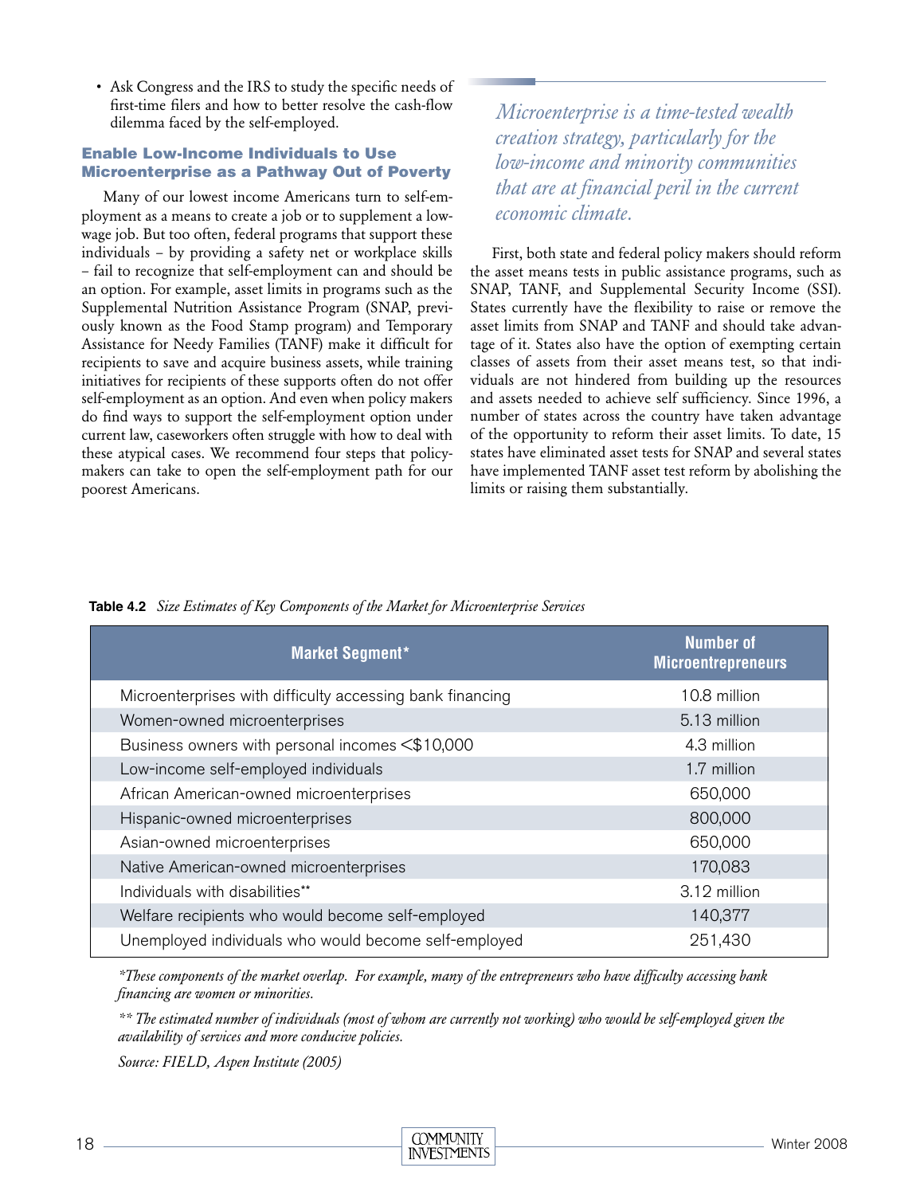- Ask Congress and the IRS to study the specific needs of first-time filers and how to better resolve the cash-flow dilemma faced by the self-employed.

### Enable Low-Income Individuals to Use Microenterprise as a Pathway Out of Poverty

Many of our lowest income Americans turn to self-employment as a means to create a job or to supplement a low-wage job. But too often, federal programs that support these individuals – by providing a safety net or workplace skills – fail to recognize that self-employment can and should be an option. For example, asset limits in programs such as the Supplemental Nutrition Assistance Program (SNAP, previously known as the Food Stamp program) and Temporary Assistance for Needy Families (TANF) make it difficult for recipients to save and acquire business assets, while training initiatives for recipients of these supports often do not offer self-employment as an option. And even when policy makers do find ways to support the self-employment option under current law, caseworkers often struggle with how to deal with these atypical cases. We recommend four steps that policymakers can take to open the self-employment path for our poorest Americans.

*Microenterprise is a time-tested wealth creation strategy, particularly for the low-income and minority communities that are at financial peril in the current economic climate.*

First, both state and federal policy makers should reform the asset means tests in public assistance programs, such as SNAP, TANF, and Supplemental Security Income (SSI). States currently have the flexibility to raise or remove the asset limits from SNAP and TANF and should take advantage of it. States also have the option of exempting certain classes of assets from their asset means test, so that individuals are not hindered from building up the resources and assets needed to achieve self sufficiency. Since 1996, a number of states across the country have taken advantage of the opportunity to reform their asset limits. To date, 15 states have eliminated asset tests for SNAP and several states have implemented TANF asset test reform by abolishing the limits or raising them substantially.

**Table 4.2** *Size Estimates of Key Components of the Market for Microenterprise Services*

| Market Segment* | Number of Microentrepreneurs |
|---|---|
| Microenterprises with difficulty accessing bank financing | 10.8 million |
| Women-owned microenterprises | 5.13 million |
| Business owners with personal incomes <$10,000 | 4.3 million |
| Low-income self-employed individuals | 1.7 million |
| African American-owned microenterprises | 650,000 |
| Hispanic-owned microenterprises | 800,000 |
| Asian-owned microenterprises | 650,000 |
| Native American-owned microenterprises | 170,083 |
| Individuals with disabilities** | 3.12 million |
| Welfare recipients who would become self-employed | 140,377 |
| Unemployed individuals who would become self-employed | 251,430 |

*\*These components of the market overlap. For example, many of the entrepreneurs who have difficulty accessing bank financing are women or minorities.*

*\*\* The estimated number of individuals (most of whom are currently not working) who would be self-employed given the availability of services and more conducive policies.*

*Source: FIELD, Aspen Institute (2005)*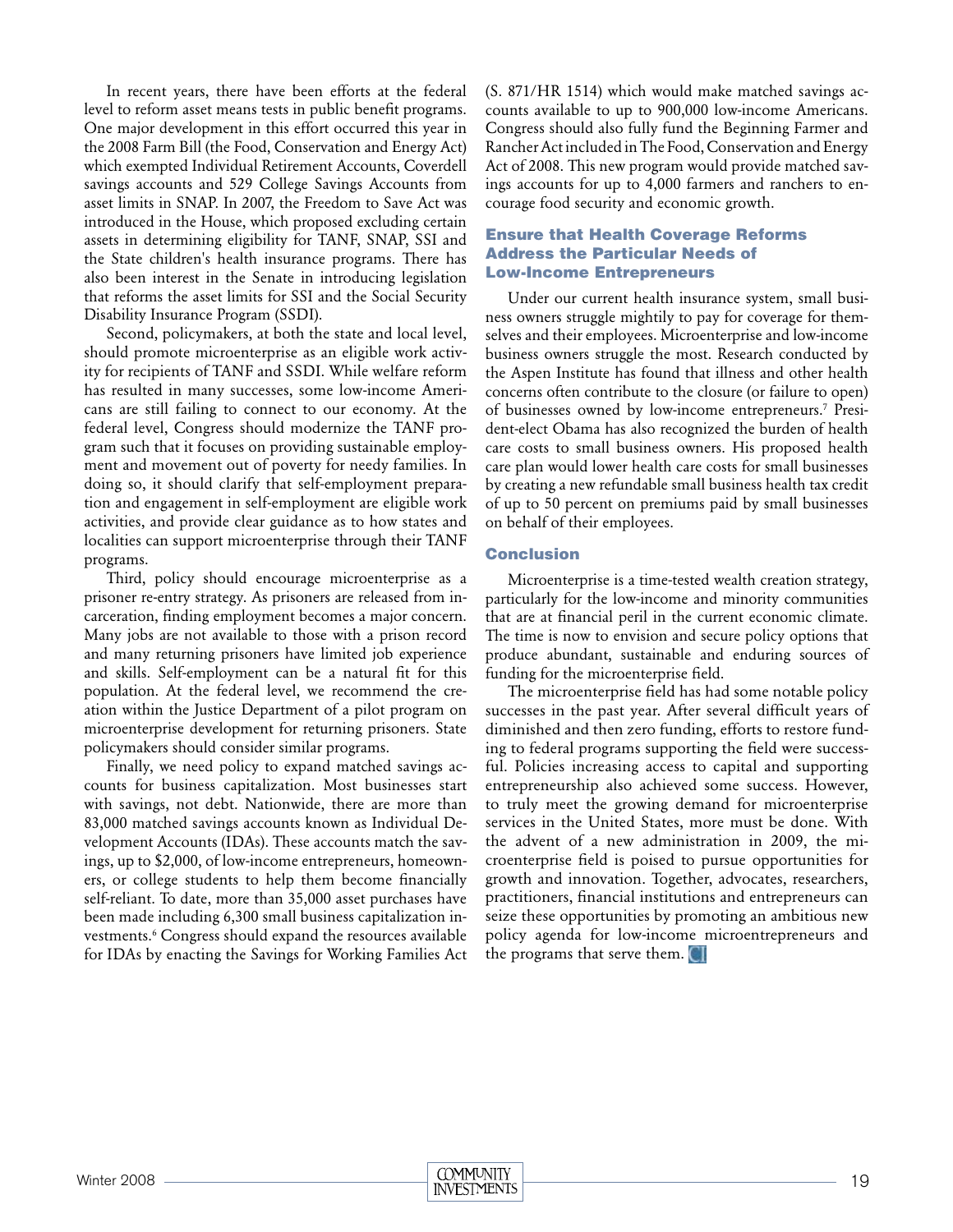In recent years, there have been efforts at the federal level to reform asset means tests in public benefit programs. One major development in this effort occurred this year in the 2008 Farm Bill (the Food, Conservation and Energy Act) which exempted Individual Retirement Accounts, Coverdell savings accounts and 529 College Savings Accounts from asset limits in SNAP. In 2007, the Freedom to Save Act was introduced in the House, which proposed excluding certain assets in determining eligibility for TANF, SNAP, SSI and the State children's health insurance programs. There has also been interest in the Senate in introducing legislation that reforms the asset limits for SSI and the Social Security Disability Insurance Program (SSDI).

Second, policymakers, at both the state and local level, should promote microenterprise as an eligible work activity for recipients of TANF and SSDI. While welfare reform has resulted in many successes, some low-income Americans are still failing to connect to our economy. At the federal level, Congress should modernize the TANF program such that it focuses on providing sustainable employment and movement out of poverty for needy families. In doing so, it should clarify that self-employment preparation and engagement in self-employment are eligible work activities, and provide clear guidance as to how states and localities can support microenterprise through their TANF programs.

Third, policy should encourage microenterprise as a prisoner re-entry strategy. As prisoners are released from incarceration, finding employment becomes a major concern. Many jobs are not available to those with a prison record and many returning prisoners have limited job experience and skills. Self-employment can be a natural fit for this population. At the federal level, we recommend the creation within the Justice Department of a pilot program on microenterprise development for returning prisoners. State policymakers should consider similar programs.

Finally, we need policy to expand matched savings accounts for business capitalization. Most businesses start with savings, not debt. Nationwide, there are more than 83,000 matched savings accounts known as Individual Development Accounts (IDAs). These accounts match the savings, up to $2,000, of low-income entrepreneurs, homeowners, or college students to help them become financially self-reliant. To date, more than 35,000 asset purchases have been made including 6,300 small business capitalization investments.[6] Congress should expand the resources available for IDAs by enacting the Savings for Working Families Act (S. 871/HR 1514) which would make matched savings accounts available to up to 900,000 low-income Americans. Congress should also fully fund the Beginning Farmer and Rancher Act included in The Food, Conservation and Energy Act of 2008. This new program would provide matched savings accounts for up to 4,000 farmers and ranchers to encourage food security and economic growth.

### Ensure that Health Coverage Reforms Address the Particular Needs of Low-Income Entrepreneurs

Under our current health insurance system, small business owners struggle mightily to pay for coverage for themselves and their employees. Microenterprise and low-income business owners struggle the most. Research conducted by the Aspen Institute has found that illness and other health concerns often contribute to the closure (or failure to open) of businesses owned by low-income entrepreneurs.[7] President-elect Obama has also recognized the burden of health care costs to small business owners. His proposed health care plan would lower health care costs for small businesses by creating a new refundable small business health tax credit of up to 50 percent on premiums paid by small businesses on behalf of their employees.

### Conclusion

Microenterprise is a time-tested wealth creation strategy, particularly for the low-income and minority communities that are at financial peril in the current economic climate. The time is now to envision and secure policy options that produce abundant, sustainable and enduring sources of funding for the microenterprise field.

The microenterprise field has had some notable policy successes in the past year. After several difficult years of diminished and then zero funding, efforts to restore funding to federal programs supporting the field were successful. Policies increasing access to capital and supporting entrepreneurship also achieved some success. However, to truly meet the growing demand for microenterprise services in the United States, more must be done. With the advent of a new administration in 2009, the microenterprise field is poised to pursue opportunities for growth and innovation. Together, advocates, researchers, practitioners, financial institutions and entrepreneurs can seize these opportunities by promoting an ambitious new policy agenda for low-income microentrepreneurs and the programs that serve them.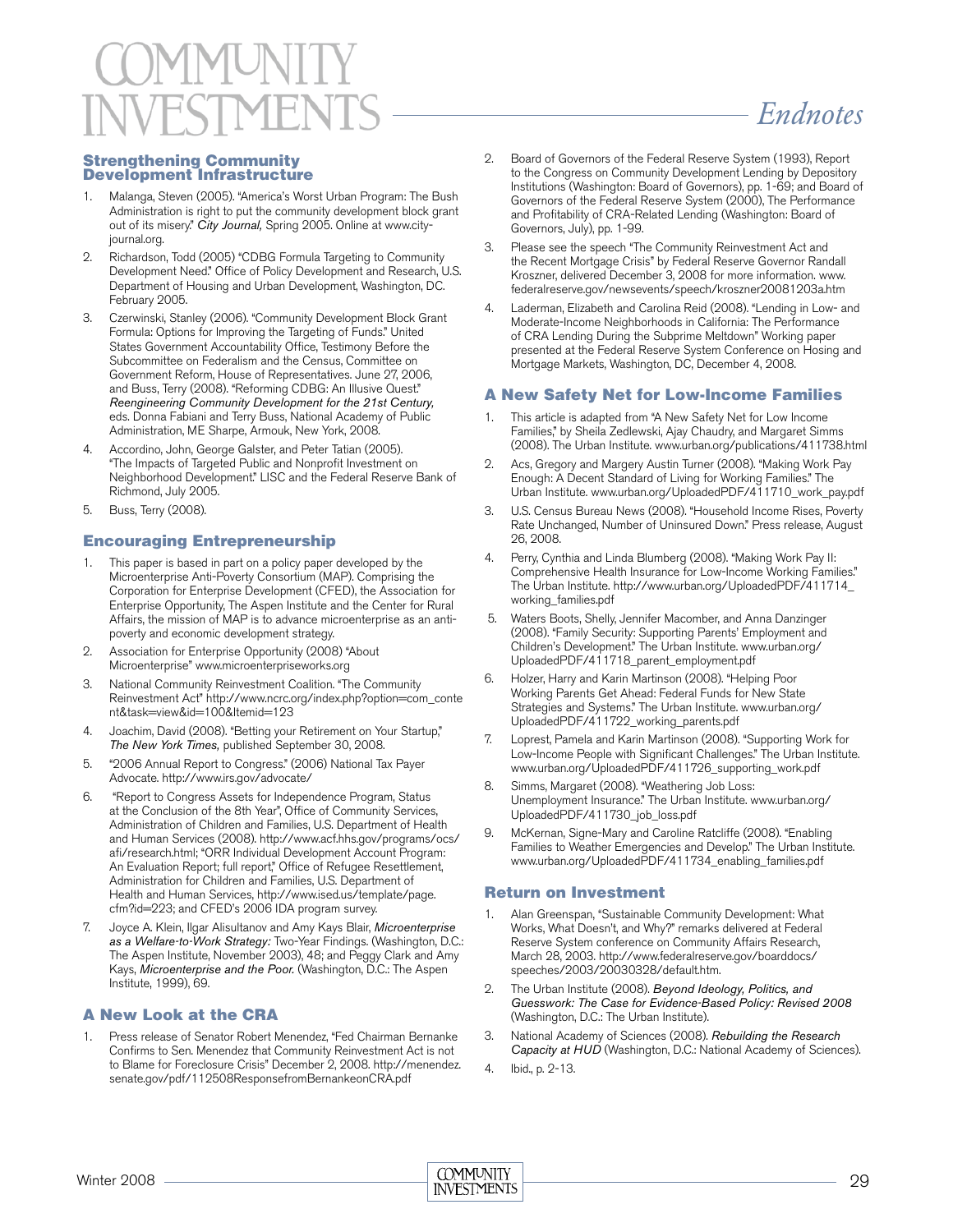# Endnotes

## Strengthening Community Development Infrastructure

1. Malanga, Steven (2005). "America's Worst Urban Program: The Bush Administration is right to put the community development block grant out of its misery." *City Journal,* Spring 2005. Online at www.city-journal.org.
2. Richardson, Todd (2005) "CDBG Formula Targeting to Community Development Need." Office of Policy Development and Research, U.S. Department of Housing and Urban Development, Washington, DC. February 2005.
3. Czerwinski, Stanley (2006). "Community Development Block Grant Formula: Options for Improving the Targeting of Funds." United States Government Accountability Office, Testimony Before the Subcommittee on Federalism and the Census, Committee on Government Reform, House of Representatives. June 27, 2006, and Buss, Terry (2008). "Reforming CDBG: An Illusive Quest." *Reengineering Community Development for the 21st Century,* eds. Donna Fabiani and Terry Buss, National Academy of Public Administration, ME Sharpe, Armouk, New York, 2008.
4. Accordino, John, George Galster, and Peter Tatian (2005). "The Impacts of Targeted Public and Nonprofit Investment on Neighborhood Development." LISC and the Federal Reserve Bank of Richmond, July 2005.
5. Buss, Terry (2008).

## Encouraging Entrepreneurship

1. This paper is based in part on a policy paper developed by the Microenterprise Anti-Poverty Consortium (MAP). Comprising the Corporation for Enterprise Development (CFED), the Association for Enterprise Opportunity, The Aspen Institute and the Center for Rural Affairs, the mission of MAP is to advance microenterprise as an anti-poverty and economic development strategy.
2. Association for Enterprise Opportunity (2008) "About Microenterprise" www.microenterpriseworks.org
3. National Community Reinvestment Coalition. "The Community Reinvestment Act" http://www.ncrc.org/index.php?option=com_content&task=view&id=100&Itemid=123
4. Joachim, David (2008). "Betting your Retirement on Your Startup," *The New York Times,* published September 30, 2008.
5. "2006 Annual Report to Congress." (2006) National Tax Payer Advocate. http://www.irs.gov/advocate/
6. "Report to Congress Assets for Independence Program, Status at the Conclusion of the 8th Year", Office of Community Services, Administration of Children and Families, U.S. Department of Health and Human Services (2008). http://www.acf.hhs.gov/programs/ocs/afi/research.html; "ORR Individual Development Account Program: An Evaluation Report; full report," Office of Refugee Resettlement, Administration for Children and Families, U.S. Department of Health and Human Services, http://www.ised.us/template/page.cfm?id=223; and CFED's 2006 IDA program survey.
7. Joyce A. Klein, Ilgar Alisultanov and Amy Kays Blair, *Microenterprise as a Welfare-to-Work Strategy:* Two-Year Findings. (Washington, D.C.: The Aspen Institute, November 2003), 48; and Peggy Clark and Amy Kays, *Microenterprise and the Poor.* (Washington, D.C.: The Aspen Institute, 1999), 69.

## A New Look at the CRA

1. Press release of Senator Robert Menendez, "Fed Chairman Bernanke Confirms to Sen. Menendez that Community Reinvestment Act is not to Blame for Foreclosure Crisis" December 2, 2008. http://menendez.senate.gov/pdf/112508ResponsefromBernankeonCRA.pdf
2. Board of Governors of the Federal Reserve System (1993), Report to the Congress on Community Development Lending by Depository Institutions (Washington: Board of Governors), pp. 1-69; and Board of Governors of the Federal Reserve System (2000), The Performance and Profitability of CRA-Related Lending (Washington: Board of Governors, July), pp. 1-99.
3. Please see the speech "The Community Reinvestment Act and the Recent Mortgage Crisis" by Federal Reserve Governor Randall Kroszner, delivered December 3, 2008 for more information. www.federalreserve.gov/newsevents/speech/kroszner20081203a.htm
4. Laderman, Elizabeth and Carolina Reid (2008). "Lending in Low- and Moderate-Income Neighborhoods in California: The Performance of CRA Lending During the Subprime Meltdown" Working paper presented at the Federal Reserve System Conference on Hosing and Mortgage Markets, Washington, DC, December 4, 2008.

## A New Safety Net for Low-Income Families

1. This article is adapted from "A New Safety Net for Low Income Families," by Sheila Zedlewski, Ajay Chaudry, and Margaret Simms (2008). The Urban Institute. www.urban.org/publications/411738.html
2. Acs, Gregory and Margery Austin Turner (2008). "Making Work Pay Enough: A Decent Standard of Living for Working Families." The Urban Institute. www.urban.org/UploadedPDF/411710_work_pay.pdf
3. U.S. Census Bureau News (2008). "Household Income Rises, Poverty Rate Unchanged, Number of Uninsured Down." Press release, August 26, 2008.
4. Perry, Cynthia and Linda Blumberg (2008). "Making Work Pay II: Comprehensive Health Insurance for Low-Income Working Families." The Urban Institute. http://www.urban.org/UploadedPDF/411714_working_families.pdf
5. Waters Boots, Shelly, Jennifer Macomber, and Anna Danzinger (2008). "Family Security: Supporting Parents' Employment and Children's Development." The Urban Institute. www.urban.org/UploadedPDF/411718_parent_employment.pdf
6. Holzer, Harry and Karin Martinson (2008). "Helping Poor Working Parents Get Ahead: Federal Funds for New State Strategies and Systems." The Urban Institute. www.urban.org/UploadedPDF/411722_working_parents.pdf
7. Loprest, Pamela and Karin Martinson (2008). "Supporting Work for Low-Income People with Significant Challenges." The Urban Institute. www.urban.org/UploadedPDF/411726_supporting_work.pdf
8. Simms, Margaret (2008). "Weathering Job Loss: Unemployment Insurance." The Urban Institute. www.urban.org/UploadedPDF/411730_job_loss.pdf
9. McKernan, Signe-Mary and Caroline Ratcliffe (2008). "Enabling Families to Weather Emergencies and Develop." The Urban Institute. www.urban.org/UploadedPDF/411734_enabling_families.pdf

## Return on Investment

1. Alan Greenspan, "Sustainable Community Development: What Works, What Doesn't, and Why?" remarks delivered at Federal Reserve System conference on Community Affairs Research, March 28, 2003. http://www.federalreserve.gov/boarddocs/speeches/2003/20030328/default.htm.
2. The Urban Institute (2008). *Beyond Ideology, Politics, and Guesswork: The Case for Evidence-Based Policy: Revised 2008* (Washington, D.C.: The Urban Institute).
3. National Academy of Sciences (2008). *Rebuilding the Research Capacity at HUD* (Washington, D.C.: National Academy of Sciences).
4. Ibid., p. 2-13.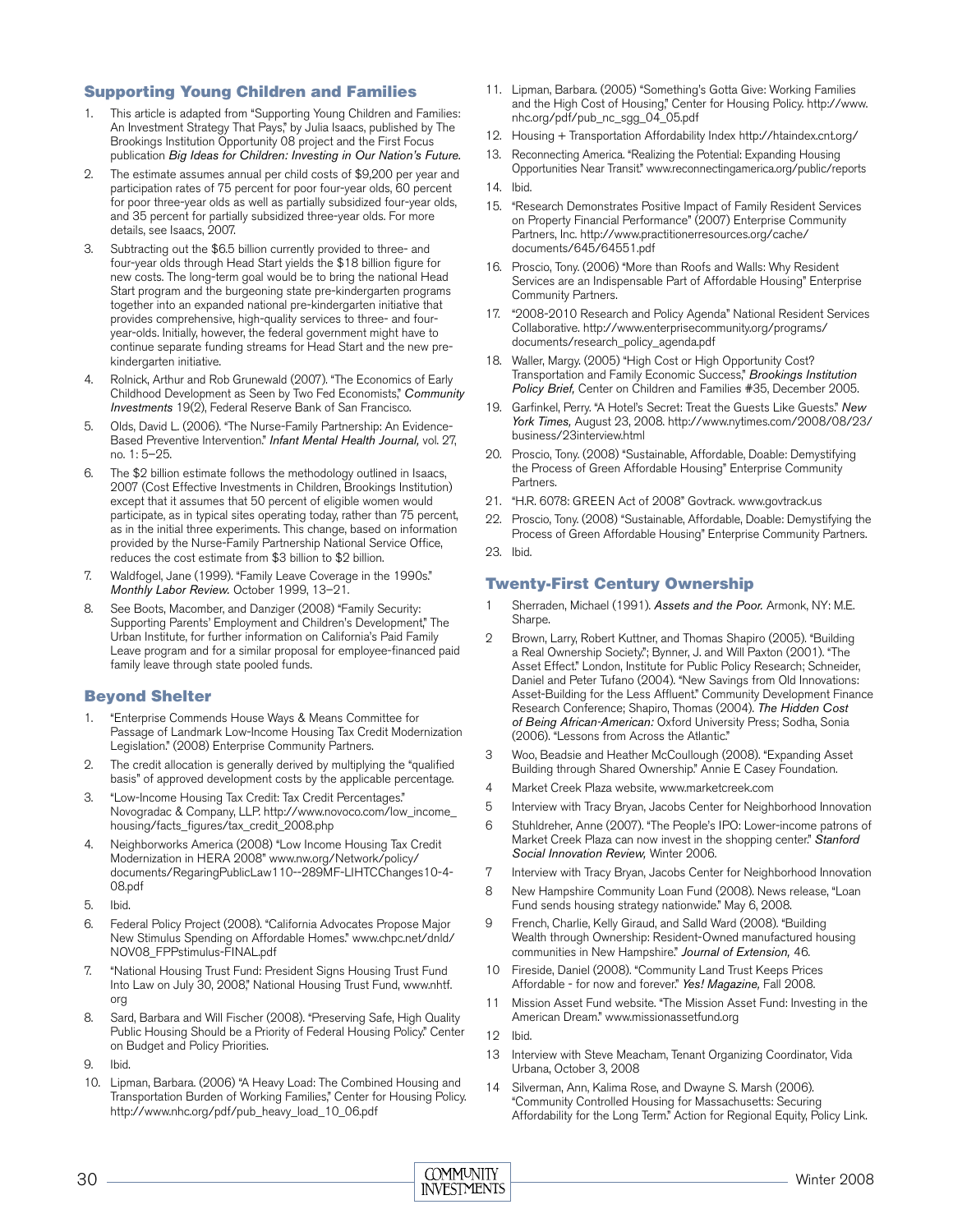## Supporting Young Children and Families

1. This article is adapted from "Supporting Young Children and Families: An Investment Strategy That Pays," by Julia Isaacs, published by The Brookings Institution Opportunity 08 project and the First Focus publication *Big Ideas for Children: Investing in Our Nation's Future*.
2. The estimate assumes annual per child costs of $9,200 per year and participation rates of 75 percent for poor four-year olds, 60 percent for poor three-year olds as well as partially subsidized four-year olds, and 35 percent for partially subsidized three-year olds. For more details, see Isaacs, 2007.
3. Subtracting out the $6.5 billion currently provided to three- and four-year olds through Head Start yields the $18 billion figure for new costs. The long-term goal would be to bring the national Head Start program and the burgeoning state pre-kindergarten programs together into an expanded national pre-kindergarten initiative that provides comprehensive, high-quality services to three- and four-year-olds. Initially, however, the federal government might have to continue separate funding streams for Head Start and the new pre-kindergarten initiative.
4. Rolnick, Arthur and Rob Grunewald (2007). "The Economics of Early Childhood Development as Seen by Two Fed Economists," *Community Investments* 19(2), Federal Reserve Bank of San Francisco.
5. Olds, David L. (2006). "The Nurse-Family Partnership: An Evidence-Based Preventive Intervention." *Infant Mental Health Journal*, vol. 27, no. 1: 5–25.
6. The $2 billion estimate follows the methodology outlined in Isaacs, 2007 (Cost Effective Investments in Children, Brookings Institution) except that it assumes that 50 percent of eligible women would participate, as in typical sites operating today, rather than 75 percent, as in the initial three experiments. This change, based on information provided by the Nurse-Family Partnership National Service Office, reduces the cost estimate from $3 billion to $2 billion.
7. Waldfogel, Jane (1999). "Family Leave Coverage in the 1990s." *Monthly Labor Review.* October 1999, 13–21.
8. See Boots, Macomber, and Danziger (2008) "Family Security: Supporting Parents' Employment and Children's Development," The Urban Institute, for further information on California's Paid Family Leave program and for a similar proposal for employee-financed paid family leave through state pooled funds.

## Beyond Shelter

1. "Enterprise Commends House Ways & Means Committee for Passage of Landmark Low-Income Housing Tax Credit Modernization Legislation." (2008) Enterprise Community Partners.
2. The credit allocation is generally derived by multiplying the "qualified basis" of approved development costs by the applicable percentage.
3. "Low-Income Housing Tax Credit: Tax Credit Percentages." Novogradac & Company, LLP. http://www.novoco.com/low_income_housing/facts_figures/tax_credit_2008.php
4. Neighborworks America (2008) "Low Income Housing Tax Credit Modernization in HERA 2008" www.nw.org/Network/policy/documents/RegaringPublicLaw110--289MF-LIHTCChanges10-4-08.pdf
5. Ibid.
6. Federal Policy Project (2008). "California Advocates Propose Major New Stimulus Spending on Affordable Homes." www.chpc.net/dnld/NOV08_FPPstimulus-FINAL.pdf
7. "National Housing Trust Fund: President Signs Housing Trust Fund Into Law on July 30, 2008," National Housing Trust Fund, www.nhtf.org
8. Sard, Barbara and Will Fischer (2008). "Preserving Safe, High Quality Public Housing Should be a Priority of Federal Housing Policy." Center on Budget and Policy Priorities.
9. Ibid.
10. Lipman, Barbara. (2006) "A Heavy Load: The Combined Housing and Transportation Burden of Working Families," Center for Housing Policy. http://www.nhc.org/pdf/pub_heavy_load_10_06.pdf
11. Lipman, Barbara. (2005) "Something's Gotta Give: Working Families and the High Cost of Housing," Center for Housing Policy. http://www.nhc.org/pdf/pub_nc_sgg_04_05.pdf
12. Housing + Transportation Affordability Index http://htaindex.cnt.org/
13. Reconnecting America. "Realizing the Potential: Expanding Housing Opportunities Near Transit." www.reconnectingamerica.org/public/reports
14. Ibid.
15. "Research Demonstrates Positive Impact of Family Resident Services on Property Financial Performance" (2007) Enterprise Community Partners, Inc. http://www.practitionerresources.org/cache/documents/645/64551.pdf
16. Proscio, Tony. (2006) "More than Roofs and Walls: Why Resident Services are an Indispensable Part of Affordable Housing" Enterprise Community Partners.
17. "2008-2010 Research and Policy Agenda" National Resident Services Collaborative. http://www.enterprisecommunity.org/programs/documents/research_policy_agenda.pdf
18. Waller, Margy. (2005) "High Cost or High Opportunity Cost? Transportation and Family Economic Success," *Brookings Institution Policy Brief,* Center on Children and Families #35, December 2005.
19. Garfinkel, Perry. "A Hotel's Secret: Treat the Guests Like Guests." *New York Times,* August 23, 2008. http://www.nytimes.com/2008/08/23/business/23interview.html
20. Proscio, Tony. (2008) "Sustainable, Affordable, Doable: Demystifying the Process of Green Affordable Housing" Enterprise Community Partners.
21. "H.R. 6078: GREEN Act of 2008" Govtrack. www.govtrack.us
22. Proscio, Tony. (2008) "Sustainable, Affordable, Doable: Demystifying the Process of Green Affordable Housing" Enterprise Community Partners.
23. Ibid.

## Twenty-First Century Ownership

1. Sherraden, Michael (1991). *Assets and the Poor.* Armonk, NY: M.E. Sharpe.
2. Brown, Larry, Robert Kuttner, and Thomas Shapiro (2005). "Building a Real Ownership Society."; Bynner, J. and Will Paxton (2001). "The Asset Effect." London, Institute for Public Policy Research; Schneider, Daniel and Peter Tufano (2004). "New Savings from Old Innovations: Asset-Building for the Less Affluent." Community Development Finance Research Conference; Shapiro, Thomas (2004). *The Hidden Cost of Being African-American:* Oxford University Press; Sodha, Sonia (2006). "Lessons from Across the Atlantic."
3. Woo, Beadsie and Heather McCoullough (2008). "Expanding Asset Building through Shared Ownership." Annie E Casey Foundation.
4. Market Creek Plaza website, www.marketcreek.com
5. Interview with Tracy Bryan, Jacobs Center for Neighborhood Innovation
6. Stuhldreher, Anne (2007). "The People's IPO: Lower-income patrons of Market Creek Plaza can now invest in the shopping center." *Stanford Social Innovation Review,* Winter 2006.
7. Interview with Tracy Bryan, Jacobs Center for Neighborhood Innovation
8. New Hampshire Community Loan Fund (2008). News release, "Loan Fund sends housing strategy nationwide." May 6, 2008.
9. French, Charlie, Kelly Giraud, and Salld Ward (2008). "Building Wealth through Ownership: Resident-Owned manufactured housing communities in New Hampshire." *Journal of Extension,* 46.
10. Fireside, Daniel (2008). "Community Land Trust Keeps Prices Affordable - for now and forever." *Yes! Magazine,* Fall 2008.
11. Mission Asset Fund website. "The Mission Asset Fund: Investing in the American Dream." www.missionassetfund.org
12. Ibid.
13. Interview with Steve Meacham, Tenant Organizing Coordinator, Vida Urbana, October 3, 2008
14. Silverman, Ann, Kalima Rose, and Dwayne S. Marsh (2006). "Community Controlled Housing for Massachusetts: Securing Affordability for the Long Term." Action for Regional Equity, Policy Link.